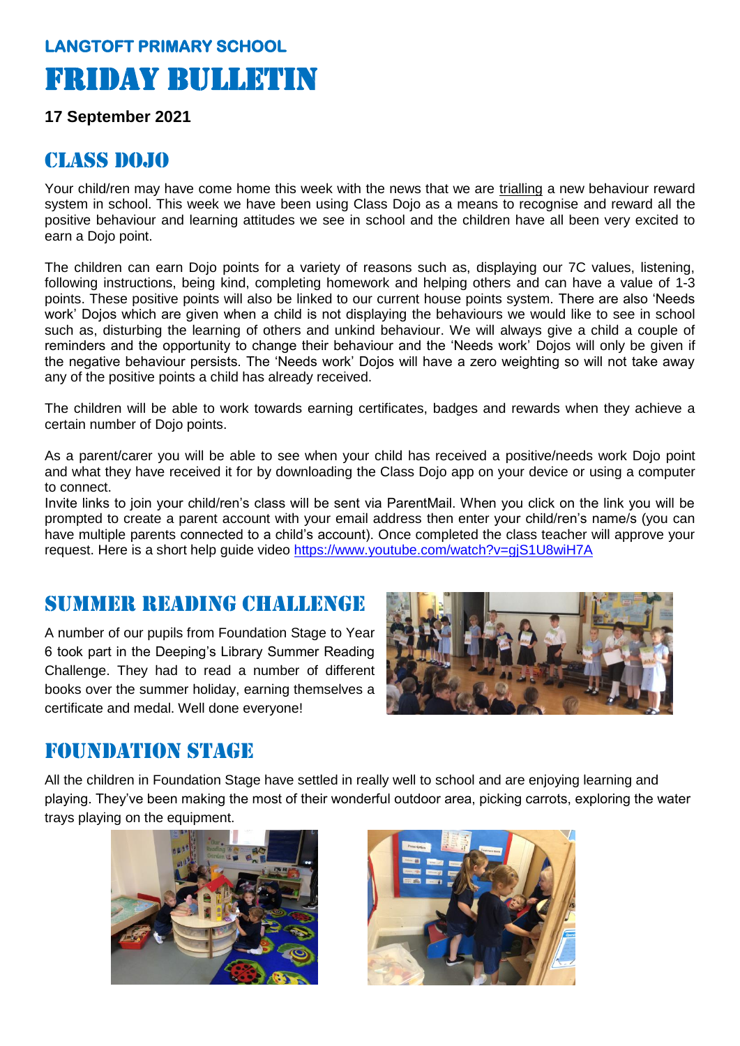**LANGTOFT PRIMARY SCHOOL**

# FRIDAY BULLETIN

**17 September 2021**

## CLASS DOJO

Your child/ren may have come home this week with the news that we are trialling a new behaviour reward system in school. This week we have been using Class Dojo as a means to recognise and reward all the positive behaviour and learning attitudes we see in school and the children have all been very excited to earn a Dojo point.

The children can earn Dojo points for a variety of reasons such as, displaying our 7C values, listening, following instructions, being kind, completing homework and helping others and can have a value of 1-3 points. These positive points will also be linked to our current house points system. There are also 'Needs work' Dojos which are given when a child is not displaying the behaviours we would like to see in school such as, disturbing the learning of others and unkind behaviour. We will always give a child a couple of reminders and the opportunity to change their behaviour and the 'Needs work' Dojos will only be given if the negative behaviour persists. The 'Needs work' Dojos will have a zero weighting so will not take away any of the positive points a child has already received.

The children will be able to work towards earning certificates, badges and rewards when they achieve a certain number of Dojo points.

As a parent/carer you will be able to see when your child has received a positive/needs work Dojo point and what they have received it for by downloading the Class Dojo app on your device or using a computer to connect.
Invite links to join your child/ren's class will be sent via ParentMail. When you click on the link you will be prompted to create a parent account with your email address then enter your child/ren's name/s (you can have multiple parents connected to a child's account). Once completed the class teacher will approve your request. Here is a short help guide video https://www.youtube.com/watch?v=gjS1U8wiH7A

## SUMMER READING CHALLENGE

A number of our pupils from Foundation Stage to Year 6 took part in the Deeping's Library Summer Reading Challenge. They had to read a number of different books over the summer holiday, earning themselves a certificate and medal. Well done everyone!

## FOUNDATION STAGE

All the children in Foundation Stage have settled in really well to school and are enjoying learning and playing. They've been making the most of their wonderful outdoor area, picking carrots, exploring the water trays playing on the equipment.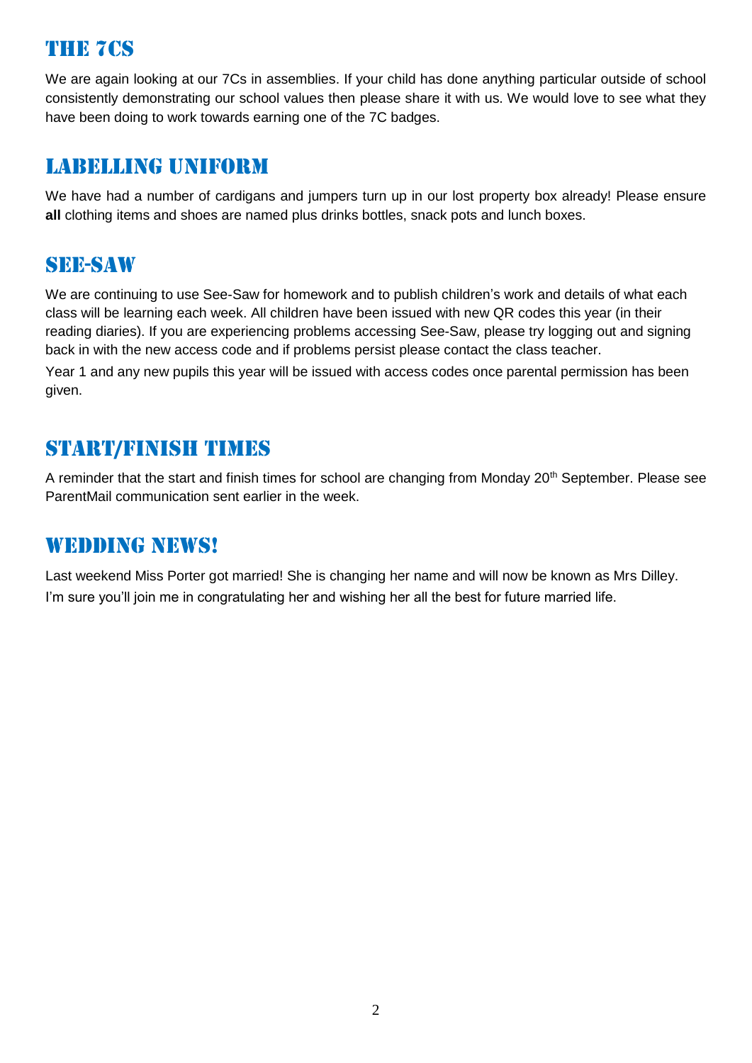## The 7Cs

We are again looking at our 7Cs in assemblies. If your child has done anything particular outside of school consistently demonstrating our school values then please share it with us. We would love to see what they have been doing to work towards earning one of the 7C badges.

## Labelling Uniform

We have had a number of cardigans and jumpers turn up in our lost property box already! Please ensure **all** clothing items and shoes are named plus drinks bottles, snack pots and lunch boxes.

## See-Saw

We are continuing to use See-Saw for homework and to publish children's work and details of what each class will be learning each week. All children have been issued with new QR codes this year (in their reading diaries). If you are experiencing problems accessing See-Saw, please try logging out and signing back in with the new access code and if problems persist please contact the class teacher.

Year 1 and any new pupils this year will be issued with access codes once parental permission has been given.

## Start/Finish Times

A reminder that the start and finish times for school are changing from Monday 20th September. Please see ParentMail communication sent earlier in the week.

## Wedding News!

Last weekend Miss Porter got married! She is changing her name and will now be known as Mrs Dilley. I'm sure you'll join me in congratulating her and wishing her all the best for future married life.